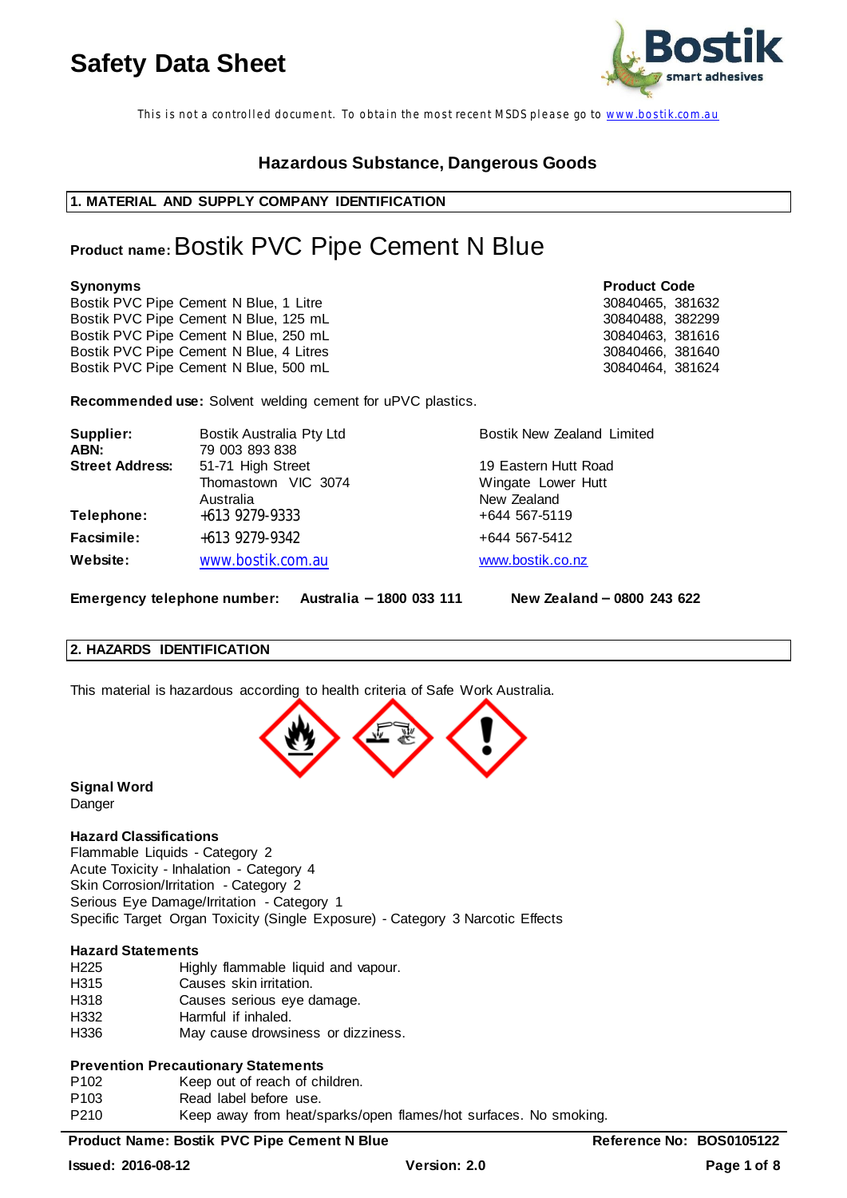# Safety Data Sheet

This is not a controlled document. To obtain the most recent MSDS please go to www.bostik.com.au

## Hazardous Substance, Dangerous Goods

## 1. MATERIAL AND SUPPLY COMPANY IDENTIFICATION

**Product name:** Bostik PVC Pipe Cement N Blue

| Synonyms | Product Code |
|---|---|
| Bostik PVC Pipe Cement N Blue, 1 Litre | 30840465, 381632 |
| Bostik PVC Pipe Cement N Blue, 125 mL | 30840488, 382299 |
| Bostik PVC Pipe Cement N Blue, 250 mL | 30840463, 381616 |
| Bostik PVC Pipe Cement N Blue, 4 Litres | 30840466, 381640 |
| Bostik PVC Pipe Cement N Blue, 500 mL | 30840464, 381624 |

**Recommended use:** Solvent welding cement for uPVC plastics.

| | | |
|---|---|---|
| **Supplier:** | Bostik Australia Pty Ltd | Bostik New Zealand Limited |
| **ABN:** | 79 003 893 838 | |
| **Street Address:** | 51-71 High Street<br>Thomastown VIC 3074<br>Australia | 19 Eastern Hutt Road<br>Wingate Lower Hutt<br>New Zealand |
| **Telephone:** | +613 9279-9333 | +644 567-5119 |
| **Facsimile:** | +613 9279-9342 | +644 567-5412 |
| **Website:** | www.bostik.com.au | www.bostik.co.nz |

**Emergency telephone number:** **Australia – 1800 033 111** **New Zealand – 0800 243 622**

## 2. HAZARDS IDENTIFICATION

This material is hazardous according to health criteria of Safe Work Australia.

**Signal Word**
Danger

**Hazard Classifications**
Flammable Liquids - Category 2
Acute Toxicity - Inhalation - Category 4
Skin Corrosion/Irritation - Category 2
Serious Eye Damage/Irritation - Category 1
Specific Target Organ Toxicity (Single Exposure) - Category 3 Narcotic Effects

**Hazard Statements**

| | |
|---|---|
| H225 | Highly flammable liquid and vapour. |
| H315 | Causes skin irritation. |
| H318 | Causes serious eye damage. |
| H332 | Harmful if inhaled. |
| H336 | May cause drowsiness or dizziness. |

**Prevention Precautionary Statements**

| | |
|---|---|
| P102 | Keep out of reach of children. |
| P103 | Read label before use. |
| P210 | Keep away from heat/sparks/open flames/hot surfaces. No smoking. |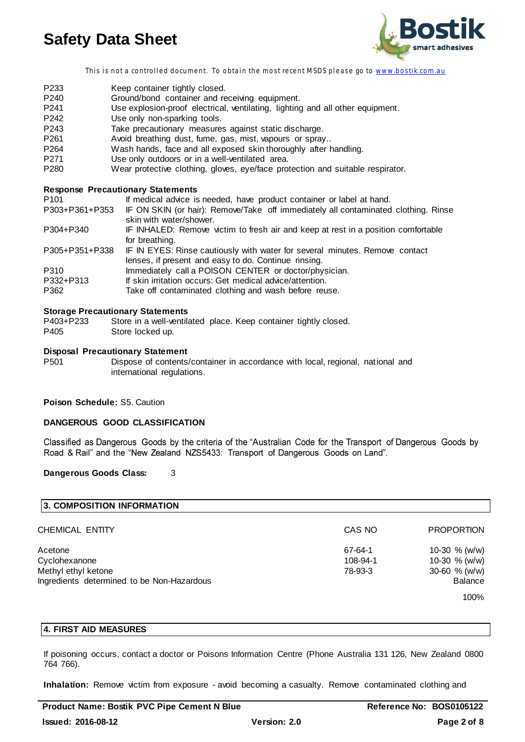| | |
|---|---|
| P233 | Keep container tightly closed. |
| P240 | Ground/bond container and receiving equipment. |
| P241 | Use explosion-proof electrical, ventilating, lighting and all other equipment. |
| P242 | Use only non-sparking tools. |
| P243 | Take precautionary measures against static discharge. |
| P261 | Avoid breathing dust, fume, gas, mist, vapours or spray.. |
| P264 | Wash hands, face and all exposed skin thoroughly after handling. |
| P271 | Use only outdoors or in a well-ventilated area. |
| P280 | Wear protective clothing, gloves, eye/face protection and suitable respirator. |

**Response Precautionary Statements**

| | |
|---|---|
| P101 | If medical advice is needed, have product container or label at hand. |
| P303+P361+P353 | IF ON SKIN (or hair): Remove/Take off immediately all contaminated clothing. Rinse skin with water/shower. |
| P304+P340 | IF INHALED: Remove victim to fresh air and keep at rest in a position comfortable for breathing. |
| P305+P351+P338 | IF IN EYES: Rinse cautiously with water for several minutes. Remove contact lenses, if present and easy to do. Continue rinsing. |
| P310 | Immediately call a POISON CENTER or doctor/physician. |
| P332+P313 | If skin irritation occurs: Get medical advice/attention. |
| P362 | Take off contaminated clothing and wash before reuse. |

**Storage Precautionary Statements**

| | |
|---|---|
| P403+P233 | Store in a well-ventilated place. Keep container tightly closed. |
| P405 | Store locked up. |

**Disposal Precautionary Statement**

| | |
|---|---|
| P501 | Dispose of contents/container in accordance with local, regional, national and international regulations. |

**Poison Schedule:** S5. Caution

**DANGEROUS GOOD CLASSIFICATION**

Classified as Dangerous Goods by the criteria of the "Australian Code for the Transport of Dangerous Goods by Road & Rail" and the "New Zealand NZS5433: Transport of Dangerous Goods on Land".

**Dangerous Goods Class:** 3

## 3. COMPOSITION INFORMATION

| CHEMICAL ENTITY | CAS NO | PROPORTION |
|---|---|---|
| Acetone | 67-64-1 | 10-30 % (w/w) |
| Cyclohexanone | 108-94-1 | 10-30 % (w/w) |
| Methyl ethyl ketone | 78-93-3 | 30-60 % (w/w) |
| Ingredients determined to be Non-Hazardous | | Balance |
| | | 100% |

## 4. FIRST AID MEASURES

If poisoning occurs, contact a doctor or Poisons Information Centre (Phone Australia 131 126, New Zealand 0800 764 766).

**Inhalation:** Remove victim from exposure - avoid becoming a casualty. Remove contaminated clothing and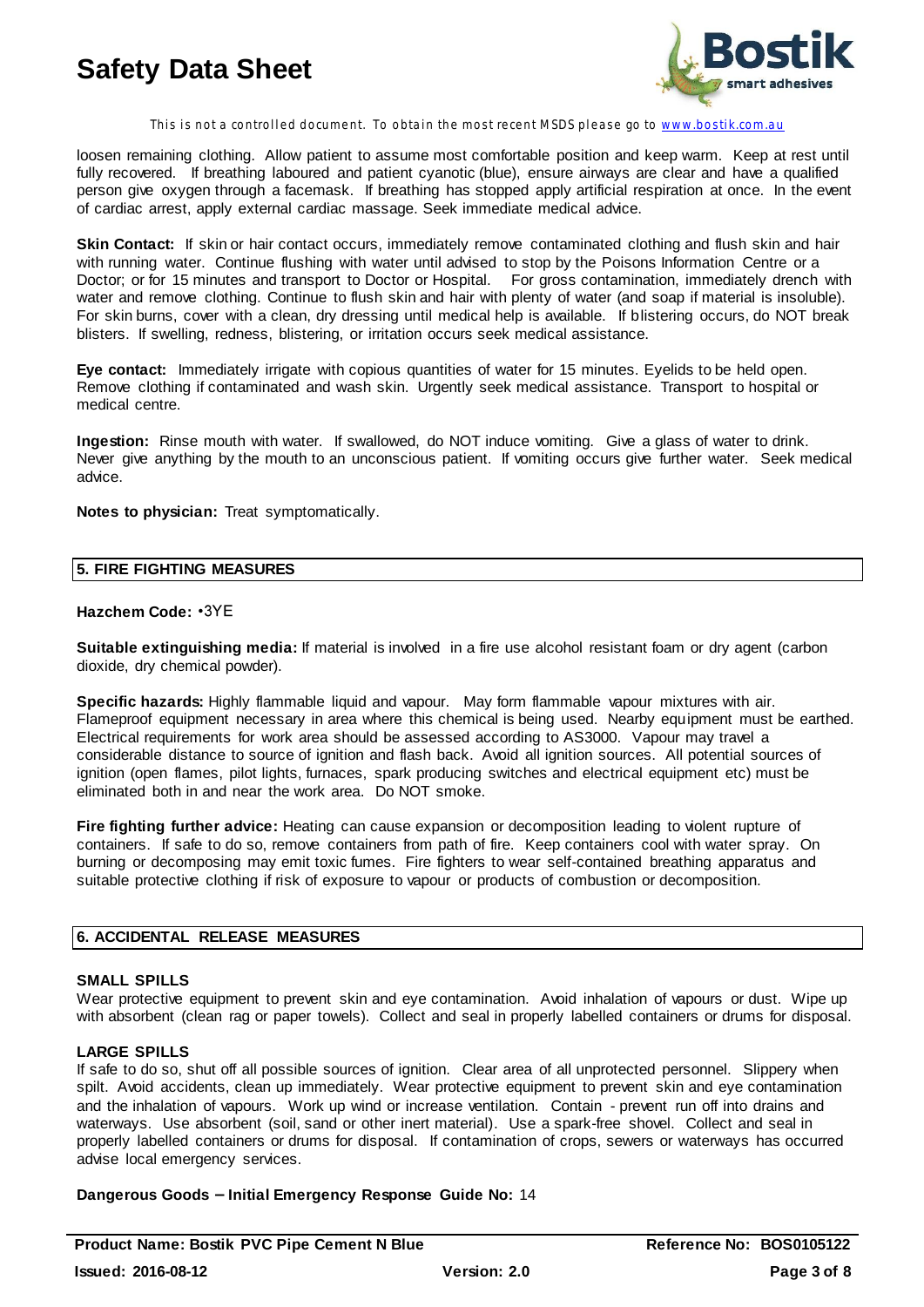loosen remaining clothing. Allow patient to assume most comfortable position and keep warm. Keep at rest until fully recovered. If breathing laboured and patient cyanotic (blue), ensure airways are clear and have a qualified person give oxygen through a facemask. If breathing has stopped apply artificial respiration at once. In the event of cardiac arrest, apply external cardiac massage. Seek immediate medical advice.

**Skin Contact:** If skin or hair contact occurs, immediately remove contaminated clothing and flush skin and hair with running water. Continue flushing with water until advised to stop by the Poisons Information Centre or a Doctor; or for 15 minutes and transport to Doctor or Hospital. For gross contamination, immediately drench with water and remove clothing. Continue to flush skin and hair with plenty of water (and soap if material is insoluble). For skin burns, cover with a clean, dry dressing until medical help is available. If blistering occurs, do NOT break blisters. If swelling, redness, blistering, or irritation occurs seek medical assistance.

**Eye contact:** Immediately irrigate with copious quantities of water for 15 minutes. Eyelids to be held open. Remove clothing if contaminated and wash skin. Urgently seek medical assistance. Transport to hospital or medical centre.

**Ingestion:** Rinse mouth with water. If swallowed, do NOT induce vomiting. Give a glass of water to drink. Never give anything by the mouth to an unconscious patient. If vomiting occurs give further water. Seek medical advice.

**Notes to physician:** Treat symptomatically.

## 5. FIRE FIGHTING MEASURES

**Hazchem Code:** •3YE

**Suitable extinguishing media:** If material is involved in a fire use alcohol resistant foam or dry agent (carbon dioxide, dry chemical powder).

**Specific hazards:** Highly flammable liquid and vapour. May form flammable vapour mixtures with air. Flameproof equipment necessary in area where this chemical is being used. Nearby equipment must be earthed. Electrical requirements for work area should be assessed according to AS3000. Vapour may travel a considerable distance to source of ignition and flash back. Avoid all ignition sources. All potential sources of ignition (open flames, pilot lights, furnaces, spark producing switches and electrical equipment etc) must be eliminated both in and near the work area. Do NOT smoke.

**Fire fighting further advice:** Heating can cause expansion or decomposition leading to violent rupture of containers. If safe to do so, remove containers from path of fire. Keep containers cool with water spray. On burning or decomposing may emit toxic fumes. Fire fighters to wear self-contained breathing apparatus and suitable protective clothing if risk of exposure to vapour or products of combustion or decomposition.

## 6. ACCIDENTAL RELEASE MEASURES

### SMALL SPILLS

Wear protective equipment to prevent skin and eye contamination. Avoid inhalation of vapours or dust. Wipe up with absorbent (clean rag or paper towels). Collect and seal in properly labelled containers or drums for disposal.

### LARGE SPILLS

If safe to do so, shut off all possible sources of ignition. Clear area of all unprotected personnel. Slippery when spilt. Avoid accidents, clean up immediately. Wear protective equipment to prevent skin and eye contamination and the inhalation of vapours. Work up wind or increase ventilation. Contain - prevent run off into drains and waterways. Use absorbent (soil, sand or other inert material). Use a spark-free shovel. Collect and seal in properly labelled containers or drums for disposal. If contamination of crops, sewers or waterways has occurred advise local emergency services.

**Dangerous Goods – Initial Emergency Response Guide No:** 14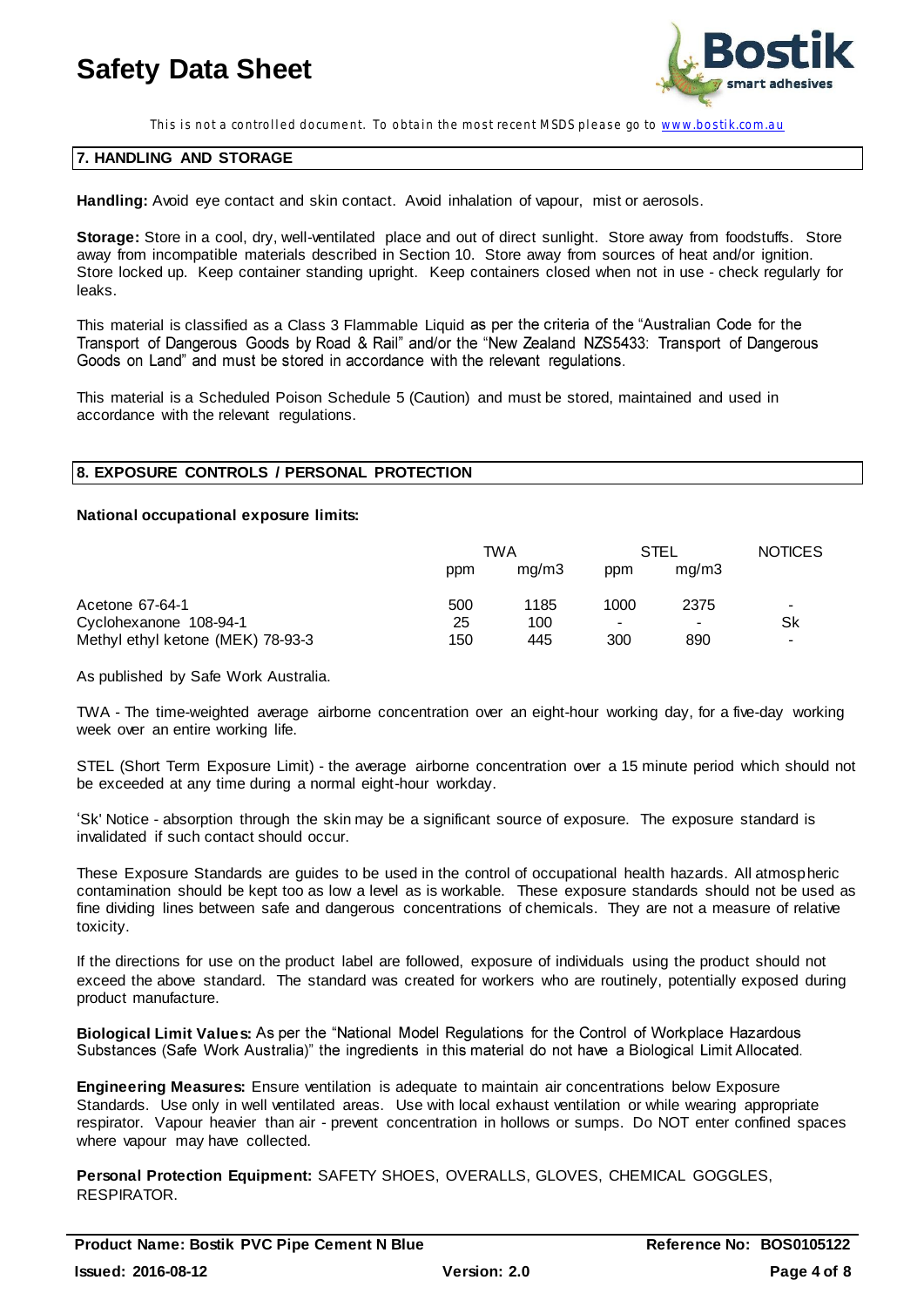## 7. HANDLING AND STORAGE

**Handling:** Avoid eye contact and skin contact. Avoid inhalation of vapour, mist or aerosols.

**Storage:** Store in a cool, dry, well-ventilated place and out of direct sunlight. Store away from foodstuffs. Store away from incompatible materials described in Section 10. Store away from sources of heat and/or ignition. Store locked up. Keep container standing upright. Keep containers closed when not in use - check regularly for leaks.

This material is classified as a Class 3 Flammable Liquid as per the criteria of the "Australian Code for the Transport of Dangerous Goods by Road & Rail" and/or the "New Zealand NZS5433: Transport of Dangerous Goods on Land" and must be stored in accordance with the relevant regulations.

This material is a Scheduled Poison Schedule 5 (Caution) and must be stored, maintained and used in accordance with the relevant regulations.

## 8. EXPOSURE CONTROLS / PERSONAL PROTECTION

**National occupational exposure limits:**

| | TWA | | STEL | | NOTICES |
|---|---|---|---|---|---|
| | ppm | mg/m3 | ppm | mg/m3 | |
| Acetone 67-64-1 | 500 | 1185 | 1000 | 2375 | - |
| Cyclohexanone 108-94-1 | 25 | 100 | - | - | Sk |
| Methyl ethyl ketone (MEK) 78-93-3 | 150 | 445 | 300 | 890 | - |

As published by Safe Work Australia.

TWA - The time-weighted average airborne concentration over an eight-hour working day, for a five-day working week over an entire working life.

STEL (Short Term Exposure Limit) - the average airborne concentration over a 15 minute period which should not be exceeded at any time during a normal eight-hour workday.

'Sk' Notice - absorption through the skin may be a significant source of exposure. The exposure standard is invalidated if such contact should occur.

These Exposure Standards are guides to be used in the control of occupational health hazards. All atmospheric contamination should be kept too as low a level as is workable. These exposure standards should not be used as fine dividing lines between safe and dangerous concentrations of chemicals. They are not a measure of relative toxicity.

If the directions for use on the product label are followed, exposure of individuals using the product should not exceed the above standard. The standard was created for workers who are routinely, potentially exposed during product manufacture.

**Biological Limit Values:** As per the "National Model Regulations for the Control of Workplace Hazardous Substances (Safe Work Australia)" the ingredients in this material do not have a Biological Limit Allocated.

**Engineering Measures:** Ensure ventilation is adequate to maintain air concentrations below Exposure Standards. Use only in well ventilated areas. Use with local exhaust ventilation or while wearing appropriate respirator. Vapour heavier than air - prevent concentration in hollows or sumps. Do NOT enter confined spaces where vapour may have collected.

**Personal Protection Equipment:** SAFETY SHOES, OVERALLS, GLOVES, CHEMICAL GOGGLES, RESPIRATOR.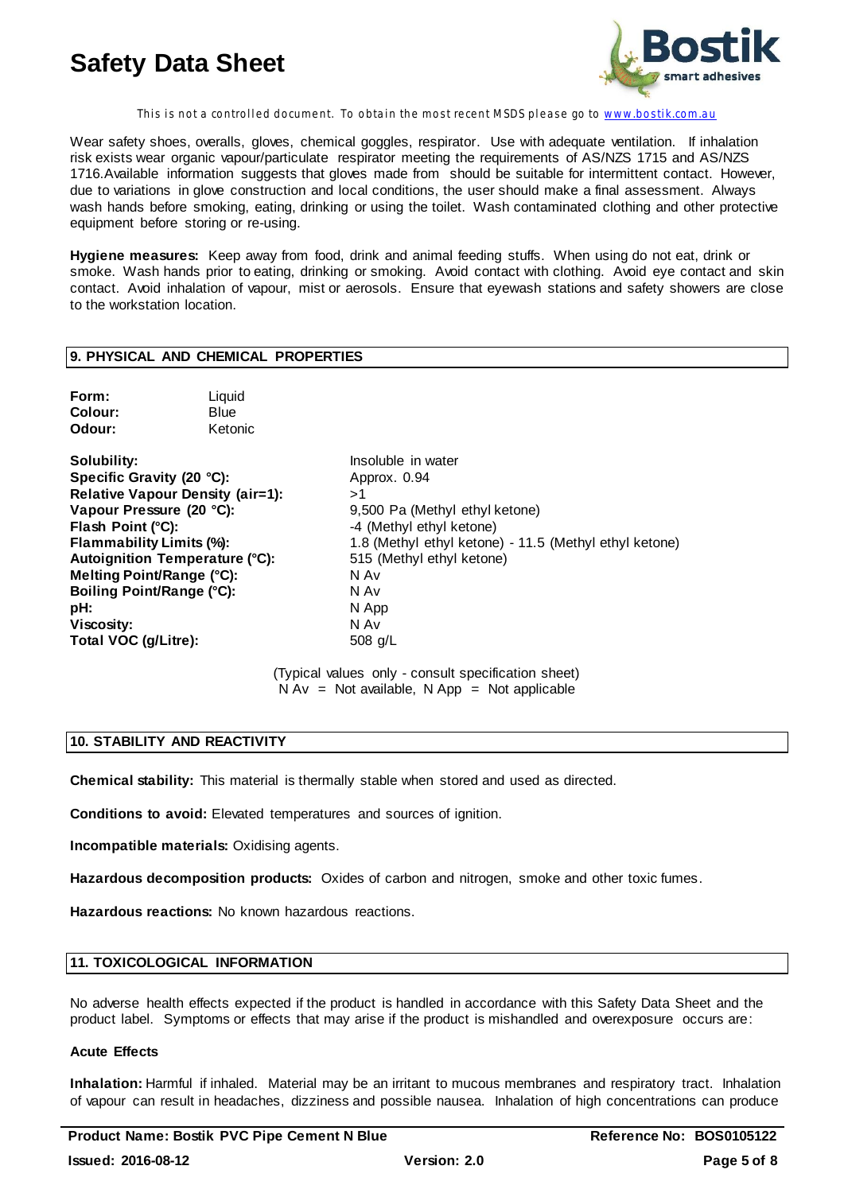Wear safety shoes, overalls, gloves, chemical goggles, respirator. Use with adequate ventilation. If inhalation risk exists wear organic vapour/particulate respirator meeting the requirements of AS/NZS 1715 and AS/NZS 1716.Available information suggests that gloves made from should be suitable for intermittent contact. However, due to variations in glove construction and local conditions, the user should make a final assessment. Always wash hands before smoking, eating, drinking or using the toilet. Wash contaminated clothing and other protective equipment before storing or re-using.

**Hygiene measures:** Keep away from food, drink and animal feeding stuffs. When using do not eat, drink or smoke. Wash hands prior to eating, drinking or smoking. Avoid contact with clothing. Avoid eye contact and skin contact. Avoid inhalation of vapour, mist or aerosols. Ensure that eyewash stations and safety showers are close to the workstation location.

## 9. PHYSICAL AND CHEMICAL PROPERTIES

**Form:** Liquid
**Colour:** Blue
**Odour:** Ketonic

| | |
|---|---|
| **Solubility:** | Insoluble in water |
| **Specific Gravity (20 °C):** | Approx. 0.94 |
| **Relative Vapour Density (air=1):** | >1 |
| **Vapour Pressure (20 °C):** | 9,500 Pa (Methyl ethyl ketone) |
| **Flash Point (°C):** | -4 (Methyl ethyl ketone) |
| **Flammability Limits (%):** | 1.8 (Methyl ethyl ketone) - 11.5 (Methyl ethyl ketone) |
| **Autoignition Temperature (°C):** | 515 (Methyl ethyl ketone) |
| **Melting Point/Range (°C):** | N Av |
| **Boiling Point/Range (°C):** | N Av |
| **pH:** | N App |
| **Viscosity:** | N Av |
| **Total VOC (g/Litre):** | 508 g/L |

(Typical values only - consult specification sheet)
N Av = Not available, N App = Not applicable

## 10. STABILITY AND REACTIVITY

**Chemical stability:** This material is thermally stable when stored and used as directed.

**Conditions to avoid:** Elevated temperatures and sources of ignition.

**Incompatible materials:** Oxidising agents.

**Hazardous decomposition products:** Oxides of carbon and nitrogen, smoke and other toxic fumes.

**Hazardous reactions:** No known hazardous reactions.

## 11. TOXICOLOGICAL INFORMATION

No adverse health effects expected if the product is handled in accordance with this Safety Data Sheet and the product label. Symptoms or effects that may arise if the product is mishandled and overexposure occurs are:

### Acute Effects

**Inhalation:** Harmful if inhaled. Material may be an irritant to mucous membranes and respiratory tract. Inhalation of vapour can result in headaches, dizziness and possible nausea. Inhalation of high concentrations can produce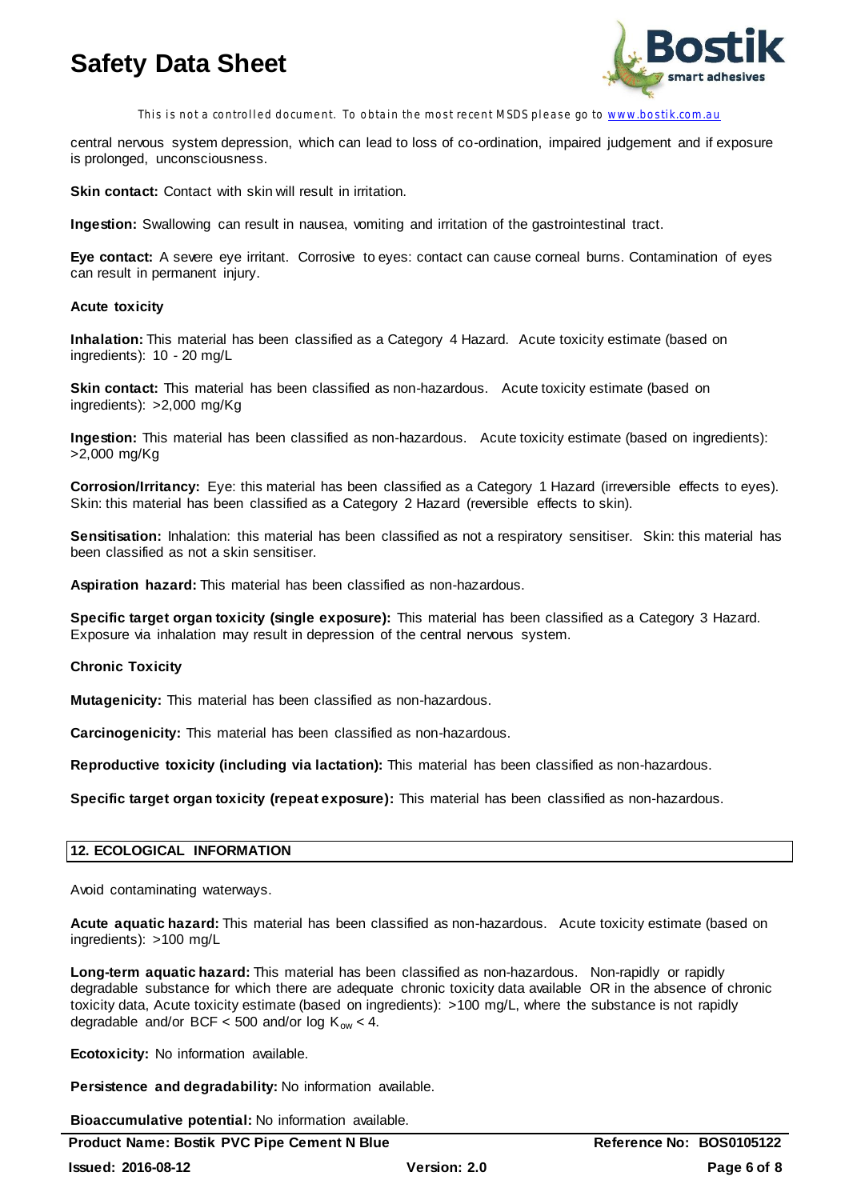central nervous system depression, which can lead to loss of co-ordination, impaired judgement and if exposure is prolonged, unconsciousness.

**Skin contact:** Contact with skin will result in irritation.

**Ingestion:** Swallowing can result in nausea, vomiting and irritation of the gastrointestinal tract.

**Eye contact:** A severe eye irritant. Corrosive to eyes: contact can cause corneal burns. Contamination of eyes can result in permanent injury.

**Acute toxicity**

**Inhalation:** This material has been classified as a Category 4 Hazard. Acute toxicity estimate (based on ingredients): 10 - 20 mg/L

**Skin contact:** This material has been classified as non-hazardous. Acute toxicity estimate (based on ingredients): >2,000 mg/Kg

**Ingestion:** This material has been classified as non-hazardous. Acute toxicity estimate (based on ingredients): >2,000 mg/Kg

**Corrosion/Irritancy:** Eye: this material has been classified as a Category 1 Hazard (irreversible effects to eyes). Skin: this material has been classified as a Category 2 Hazard (reversible effects to skin).

**Sensitisation:** Inhalation: this material has been classified as not a respiratory sensitiser. Skin: this material has been classified as not a skin sensitiser.

**Aspiration hazard:** This material has been classified as non-hazardous.

**Specific target organ toxicity (single exposure):** This material has been classified as a Category 3 Hazard. Exposure via inhalation may result in depression of the central nervous system.

**Chronic Toxicity**

**Mutagenicity:** This material has been classified as non-hazardous.

**Carcinogenicity:** This material has been classified as non-hazardous.

**Reproductive toxicity (including via lactation):** This material has been classified as non-hazardous.

**Specific target organ toxicity (repeat exposure):** This material has been classified as non-hazardous.

## 12. ECOLOGICAL INFORMATION

Avoid contaminating waterways.

**Acute aquatic hazard:** This material has been classified as non-hazardous. Acute toxicity estimate (based on ingredients): >100 mg/L

**Long-term aquatic hazard:** This material has been classified as non-hazardous. Non-rapidly or rapidly degradable substance for which there are adequate chronic toxicity data available OR in the absence of chronic toxicity data, Acute toxicity estimate (based on ingredients): >100 mg/L, where the substance is not rapidly degradable and/or BCF < 500 and/or log $K_{ow}$ < 4.

**Ecotoxicity:** No information available.

**Persistence and degradability:** No information available.

**Bioaccumulative potential:** No information available.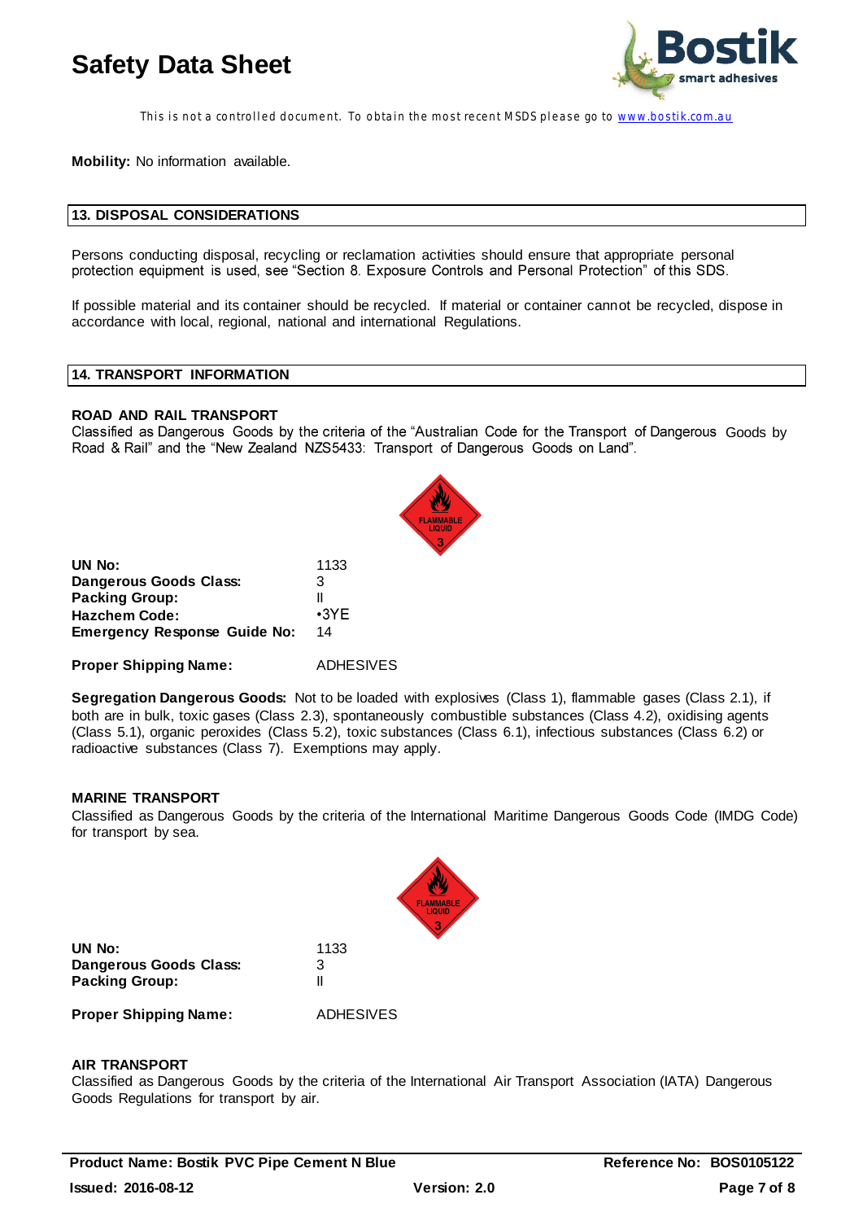**Mobility:** No information available.

## 13. DISPOSAL CONSIDERATIONS

Persons conducting disposal, recycling or reclamation activities should ensure that appropriate personal protection equipment is used, see "Section 8. Exposure Controls and Personal Protection" of this SDS.

If possible material and its container should be recycled. If material or container cannot be recycled, dispose in accordance with local, regional, national and international Regulations.

## 14. TRANSPORT INFORMATION

### ROAD AND RAIL TRANSPORT

Classified as Dangerous Goods by the criteria of the "Australian Code for the Transport of Dangerous Goods by Road & Rail" and the "New Zealand NZS5433: Transport of Dangerous Goods on Land".

| | |
|---|---|
| **UN No:** | 1133 |
| **Dangerous Goods Class:** | 3 |
| **Packing Group:** | II |
| **Hazchem Code:** | •3YE |
| **Emergency Response Guide No:** | 14 |
| **Proper Shipping Name:** | ADHESIVES |

**Segregation Dangerous Goods:** Not to be loaded with explosives (Class 1), flammable gases (Class 2.1), if both are in bulk, toxic gases (Class 2.3), spontaneously combustible substances (Class 4.2), oxidising agents (Class 5.1), organic peroxides (Class 5.2), toxic substances (Class 6.1), infectious substances (Class 6.2) or radioactive substances (Class 7). Exemptions may apply.

### MARINE TRANSPORT

Classified as Dangerous Goods by the criteria of the International Maritime Dangerous Goods Code (IMDG Code) for transport by sea.

| | |
|---|---|
| **UN No:** | 1133 |
| **Dangerous Goods Class:** | 3 |
| **Packing Group:** | II |
| **Proper Shipping Name:** | ADHESIVES |

### AIR TRANSPORT

Classified as Dangerous Goods by the criteria of the International Air Transport Association (IATA) Dangerous Goods Regulations for transport by air.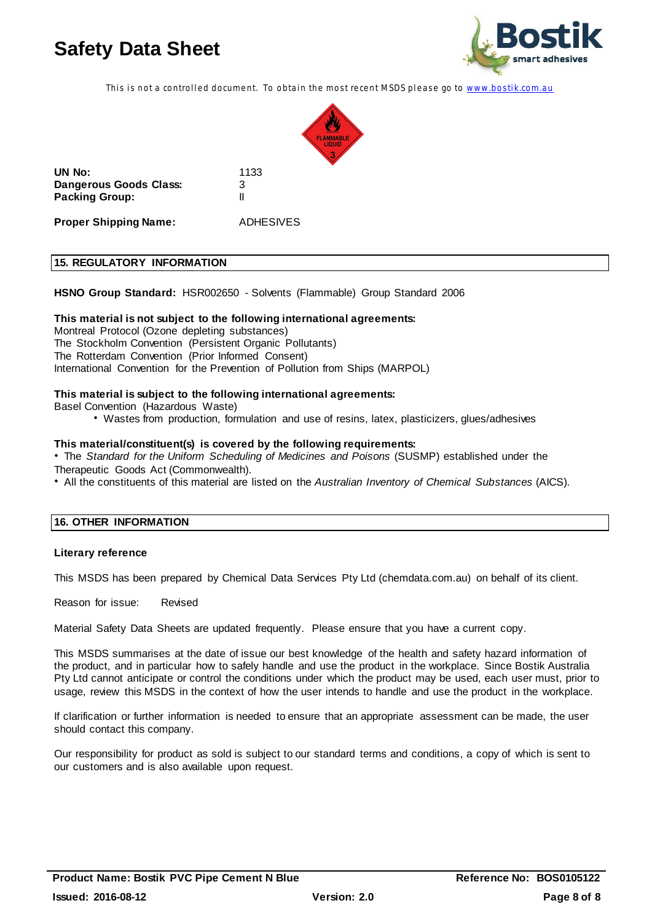This is not a controlled document. To obtain the most recent MSDS please go to www.bostik.com.au

| | |
|---|---|
| **UN No:** | 1133 |
| **Dangerous Goods Class:** | 3 |
| **Packing Group:** | II |
| **Proper Shipping Name:** | ADHESIVES |

## 15. REGULATORY INFORMATION

**HSNO Group Standard:** HSR002650 - Solvents (Flammable) Group Standard 2006

**This material is not subject to the following international agreements:**
Montreal Protocol (Ozone depleting substances)
The Stockholm Convention (Persistent Organic Pollutants)
The Rotterdam Convention (Prior Informed Consent)
International Convention for the Prevention of Pollution from Ships (MARPOL)

**This material is subject to the following international agreements:**
Basel Convention (Hazardous Waste)

- Wastes from production, formulation and use of resins, latex, plasticizers, glues/adhesives

**This material/constituent(s) is covered by the following requirements:**

- The *Standard for the Uniform Scheduling of Medicines and Poisons* (SUSMP) established under the Therapeutic Goods Act (Commonwealth).
- All the constituents of this material are listed on the *Australian Inventory of Chemical Substances* (AICS).

## 16. OTHER INFORMATION

**Literary reference**

This MSDS has been prepared by Chemical Data Services Pty Ltd (chemdata.com.au) on behalf of its client.

Reason for issue: Revised

Material Safety Data Sheets are updated frequently. Please ensure that you have a current copy.

This MSDS summarises at the date of issue our best knowledge of the health and safety hazard information of the product, and in particular how to safely handle and use the product in the workplace. Since Bostik Australia Pty Ltd cannot anticipate or control the conditions under which the product may be used, each user must, prior to usage, review this MSDS in the context of how the user intends to handle and use the product in the workplace.

If clarification or further information is needed to ensure that an appropriate assessment can be made, the user should contact this company.

Our responsibility for product as sold is subject to our standard terms and conditions, a copy of which is sent to our customers and is also available upon request.